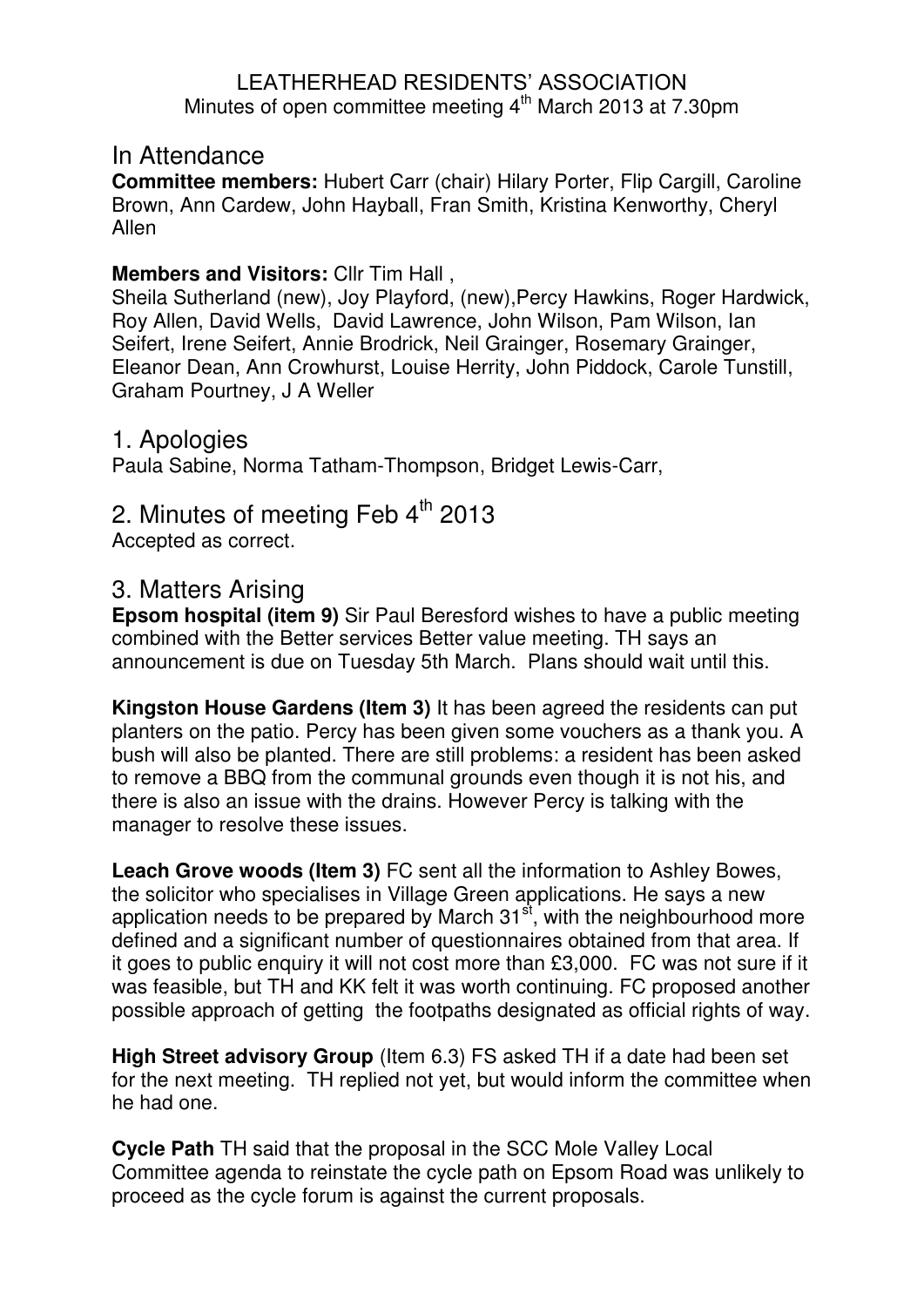LEATHERHEAD RESIDENTS' ASSOCIATION

Minutes of open committee meeting 4th March 2013 at 7.30pm

## In Attendance

**Committee members:** Hubert Carr (chair) Hilary Porter, Flip Cargill, Caroline Brown, Ann Cardew, John Hayball, Fran Smith, Kristina Kenworthy, Cheryl Allen

**Members and Visitors:** Cllr Tim Hall ,
Sheila Sutherland (new), Joy Playford, (new),Percy Hawkins, Roger Hardwick, Roy Allen, David Wells, David Lawrence, John Wilson, Pam Wilson, Ian Seifert, Irene Seifert, Annie Brodrick, Neil Grainger, Rosemary Grainger, Eleanor Dean, Ann Crowhurst, Louise Herrity, John Piddock, Carole Tunstill, Graham Pourtney, J A Weller

## 1. Apologies

Paula Sabine, Norma Tatham-Thompson, Bridget Lewis-Carr,

## 2. Minutes of meeting Feb 4th 2013

Accepted as correct.

## 3. Matters Arising

**Epsom hospital (item 9)** Sir Paul Beresford wishes to have a public meeting combined with the Better services Better value meeting. TH says an announcement is due on Tuesday 5th March. Plans should wait until this.

**Kingston House Gardens (Item 3)** It has been agreed the residents can put planters on the patio. Percy has been given some vouchers as a thank you. A bush will also be planted. There are still problems: a resident has been asked to remove a BBQ from the communal grounds even though it is not his, and there is also an issue with the drains. However Percy is talking with the manager to resolve these issues.

**Leach Grove woods (Item 3)** FC sent all the information to Ashley Bowes, the solicitor who specialises in Village Green applications. He says a new application needs to be prepared by March 31st, with the neighbourhood more defined and a significant number of questionnaires obtained from that area. If it goes to public enquiry it will not cost more than £3,000. FC was not sure if it was feasible, but TH and KK felt it was worth continuing. FC proposed another possible approach of getting the footpaths designated as official rights of way.

**High Street advisory Group** (Item 6.3) FS asked TH if a date had been set for the next meeting. TH replied not yet, but would inform the committee when he had one.

**Cycle Path** TH said that the proposal in the SCC Mole Valley Local Committee agenda to reinstate the cycle path on Epsom Road was unlikely to proceed as the cycle forum is against the current proposals.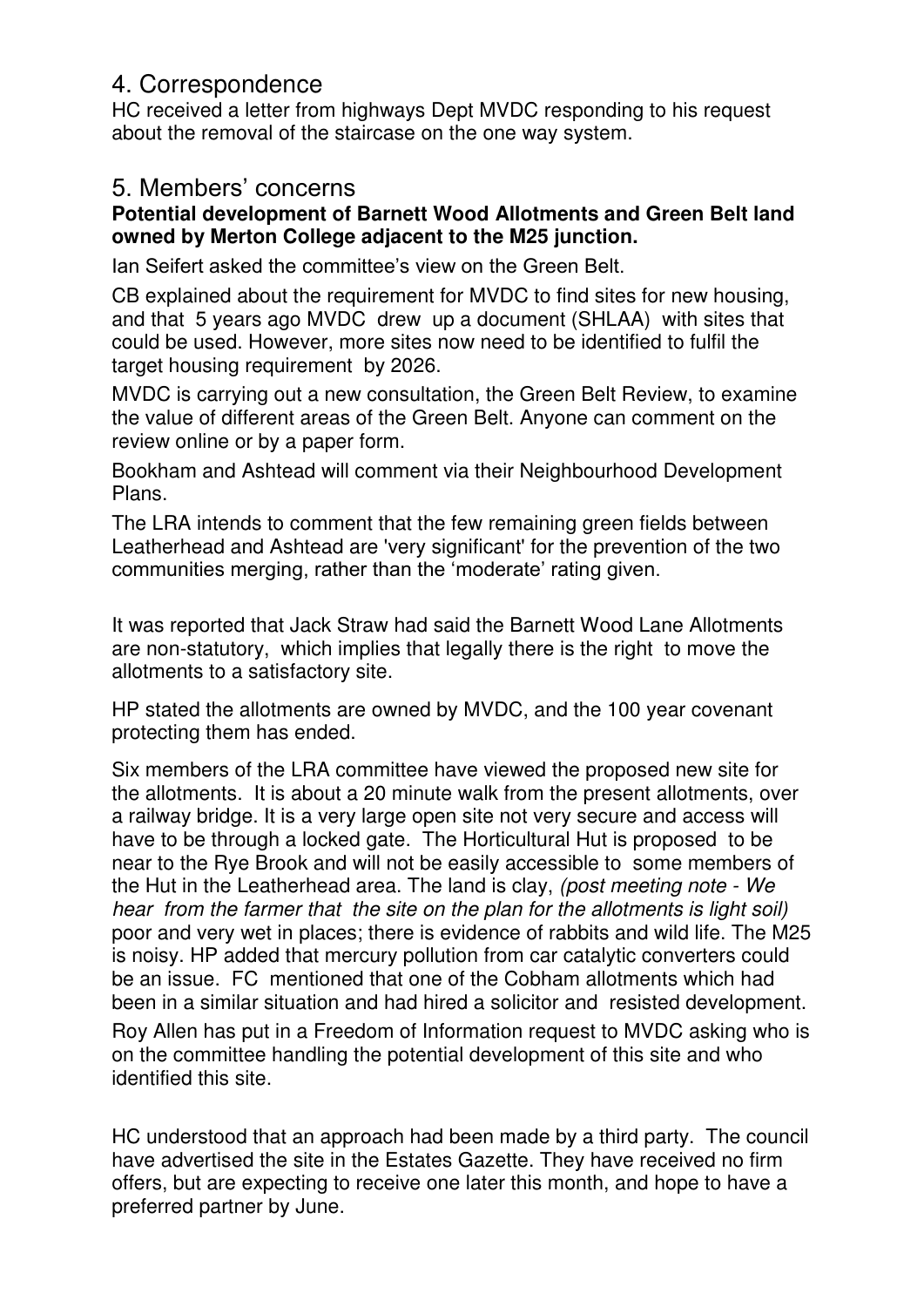## 4. Correspondence

HC received a letter from highways Dept MVDC responding to his request about the removal of the staircase on the one way system.

## 5. Members' concerns

**Potential development of Barnett Wood Allotments and Green Belt land owned by Merton College adjacent to the M25 junction.**

Ian Seifert asked the committee's view on the Green Belt.

CB explained about the requirement for MVDC to find sites for new housing, and that 5 years ago MVDC drew up a document (SHLAA) with sites that could be used. However, more sites now need to be identified to fulfil the target housing requirement by 2026.

MVDC is carrying out a new consultation, the Green Belt Review, to examine the value of different areas of the Green Belt. Anyone can comment on the review online or by a paper form.

Bookham and Ashtead will comment via their Neighbourhood Development Plans.

The LRA intends to comment that the few remaining green fields between Leatherhead and Ashtead are 'very significant' for the prevention of the two communities merging, rather than the 'moderate' rating given.

It was reported that Jack Straw had said the Barnett Wood Lane Allotments are non-statutory, which implies that legally there is the right to move the allotments to a satisfactory site.

HP stated the allotments are owned by MVDC, and the 100 year covenant protecting them has ended.

Six members of the LRA committee have viewed the proposed new site for the allotments. It is about a 20 minute walk from the present allotments, over a railway bridge. It is a very large open site not very secure and access will have to be through a locked gate. The Horticultural Hut is proposed to be near to the Rye Brook and will not be easily accessible to some members of the Hut in the Leatherhead area. The land is clay, *(post meeting note - We hear from the farmer that the site on the plan for the allotments is light soil)* poor and very wet in places; there is evidence of rabbits and wild life. The M25 is noisy. HP added that mercury pollution from car catalytic converters could be an issue. FC mentioned that one of the Cobham allotments which had been in a similar situation and had hired a solicitor and resisted development.

Roy Allen has put in a Freedom of Information request to MVDC asking who is on the committee handling the potential development of this site and who identified this site.

HC understood that an approach had been made by a third party. The council have advertised the site in the Estates Gazette. They have received no firm offers, but are expecting to receive one later this month, and hope to have a preferred partner by June.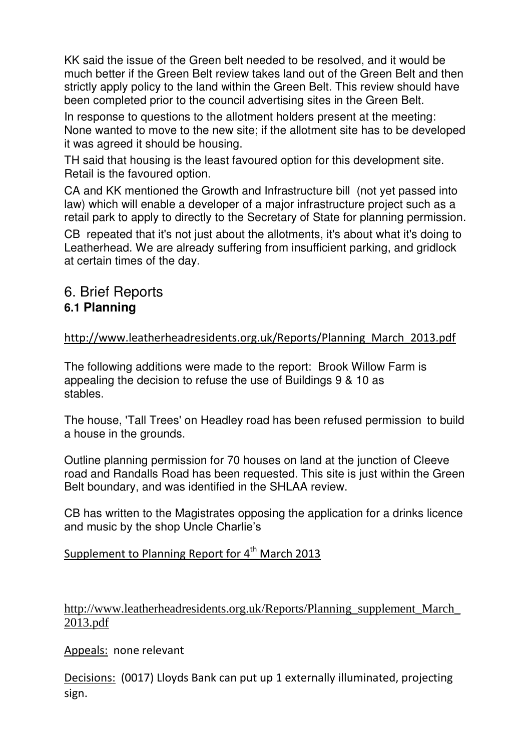KK said the issue of the Green belt needed to be resolved, and it would be much better if the Green Belt review takes land out of the Green Belt and then strictly apply policy to the land within the Green Belt. This review should have been completed prior to the council advertising sites in the Green Belt.

In response to questions to the allotment holders present at the meeting: None wanted to move to the new site; if the allotment site has to be developed it was agreed it should be housing.

TH said that housing is the least favoured option for this development site. Retail is the favoured option.

CA and KK mentioned the Growth and Infrastructure bill (not yet passed into law) which will enable a developer of a major infrastructure project such as a retail park to apply to directly to the Secretary of State for planning permission.

CB repeated that it's not just about the allotments, it's about what it's doing to Leatherhead. We are already suffering from insufficient parking, and gridlock at certain times of the day.

# 6. Brief Reports

## 6.1 Planning

http://www.leatherheadresidents.org.uk/Reports/Planning_March_2013.pdf

The following additions were made to the report: Brook Willow Farm is appealing the decision to refuse the use of Buildings 9 & 10 as stables.

The house, 'Tall Trees' on Headley road has been refused permission to build a house in the grounds.

Outline planning permission for 70 houses on land at the junction of Cleeve road and Randalls Road has been requested. This site is just within the Green Belt boundary, and was identified in the SHLAA review.

CB has written to the Magistrates opposing the application for a drinks licence and music by the shop Uncle Charlie's

Supplement to Planning Report for 4th March 2013

http://www.leatherheadresidents.org.uk/Reports/Planning_supplement_March_2013.pdf

Appeals: none relevant

Decisions: (0017) Lloyds Bank can put up 1 externally illuminated, projecting sign.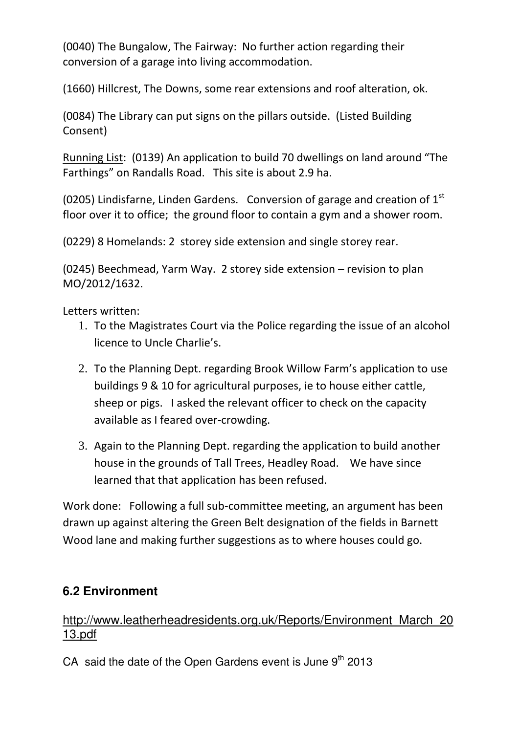(0040) The Bungalow, The Fairway: No further action regarding their conversion of a garage into living accommodation.

(1660) Hillcrest, The Downs, some rear extensions and roof alteration, ok.

(0084) The Library can put signs on the pillars outside. (Listed Building Consent)

Running List: (0139) An application to build 70 dwellings on land around "The Farthings" on Randalls Road. This site is about 2.9 ha.

(0205) Lindisfarne, Linden Gardens. Conversion of garage and creation of 1st floor over it to office; the ground floor to contain a gym and a shower room.

(0229) 8 Homelands: 2 storey side extension and single storey rear.

(0245) Beechmead, Yarm Way. 2 storey side extension – revision to plan MO/2012/1632.

Letters written:

1. To the Magistrates Court via the Police regarding the issue of an alcohol licence to Uncle Charlie's.
2. To the Planning Dept. regarding Brook Willow Farm's application to use buildings 9 & 10 for agricultural purposes, ie to house either cattle, sheep or pigs. I asked the relevant officer to check on the capacity available as I feared over-crowding.
3. Again to the Planning Dept. regarding the application to build another house in the grounds of Tall Trees, Headley Road. We have since learned that that application has been refused.

Work done: Following a full sub-committee meeting, an argument has been drawn up against altering the Green Belt designation of the fields in Barnett Wood lane and making further suggestions as to where houses could go.

## 6.2 Environment

http://www.leatherheadresidents.org.uk/Reports/Environment_March_2013.pdf

CA said the date of the Open Gardens event is June 9th 2013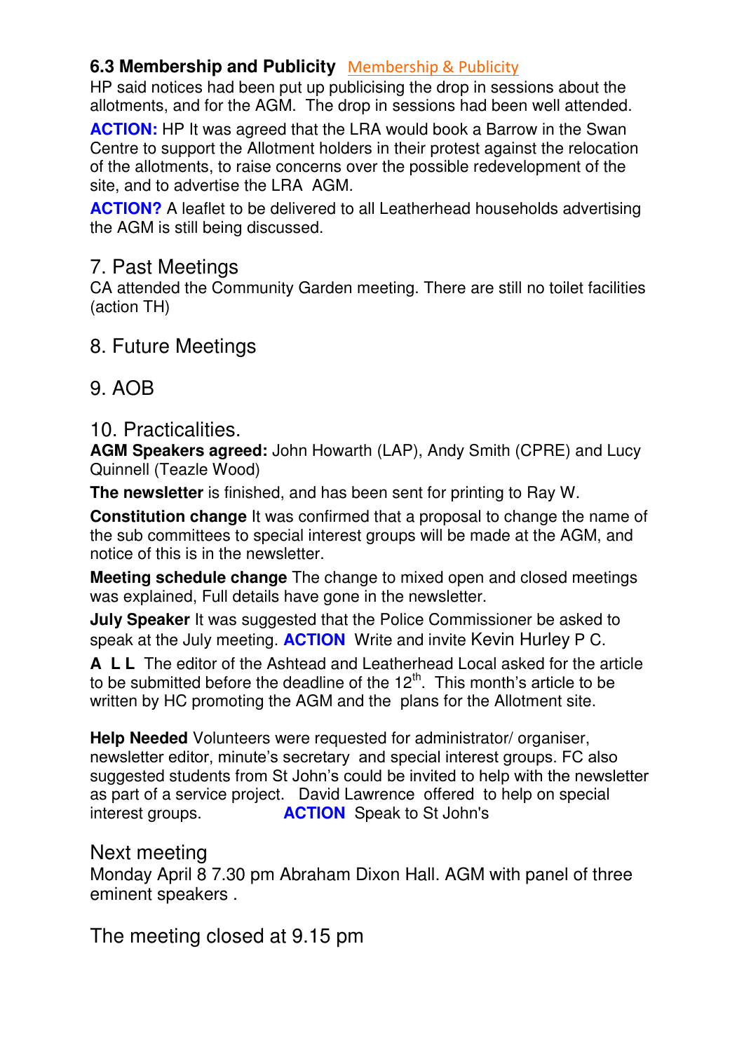### 6.3 Membership and Publicity Membership & Publicity

HP said notices had been put up publicising the drop in sessions about the allotments, and for the AGM. The drop in sessions had been well attended.

**ACTION:** HP It was agreed that the LRA would book a Barrow in the Swan Centre to support the Allotment holders in their protest against the relocation of the allotments, to raise concerns over the possible redevelopment of the site, and to advertise the LRA AGM.

**ACTION?** A leaflet to be delivered to all Leatherhead households advertising the AGM is still being discussed.

## 7. Past Meetings

CA attended the Community Garden meeting. There are still no toilet facilities (action TH)

## 8. Future Meetings

## 9. AOB

## 10. Practicalities.

**AGM Speakers agreed:** John Howarth (LAP), Andy Smith (CPRE) and Lucy Quinnell (Teazle Wood)

**The newsletter** is finished, and has been sent for printing to Ray W.

**Constitution change** It was confirmed that a proposal to change the name of the sub committees to special interest groups will be made at the AGM, and notice of this is in the newsletter.

**Meeting schedule change** The change to mixed open and closed meetings was explained, Full details have gone in the newsletter.

**July Speaker** It was suggested that the Police Commissioner be asked to speak at the July meeting. **ACTION** Write and invite Kevin Hurley P C.

**A L L** The editor of the Ashtead and Leatherhead Local asked for the article to be submitted before the deadline of the 12th. This month's article to be written by HC promoting the AGM and the plans for the Allotment site.

**Help Needed** Volunteers were requested for administrator/ organiser, newsletter editor, minute's secretary and special interest groups. FC also suggested students from St John's could be invited to help with the newsletter as part of a service project. David Lawrence offered to help on special interest groups. **ACTION** Speak to St John's

## Next meeting

Monday April 8 7.30 pm Abraham Dixon Hall. AGM with panel of three eminent speakers .

## The meeting closed at 9.15 pm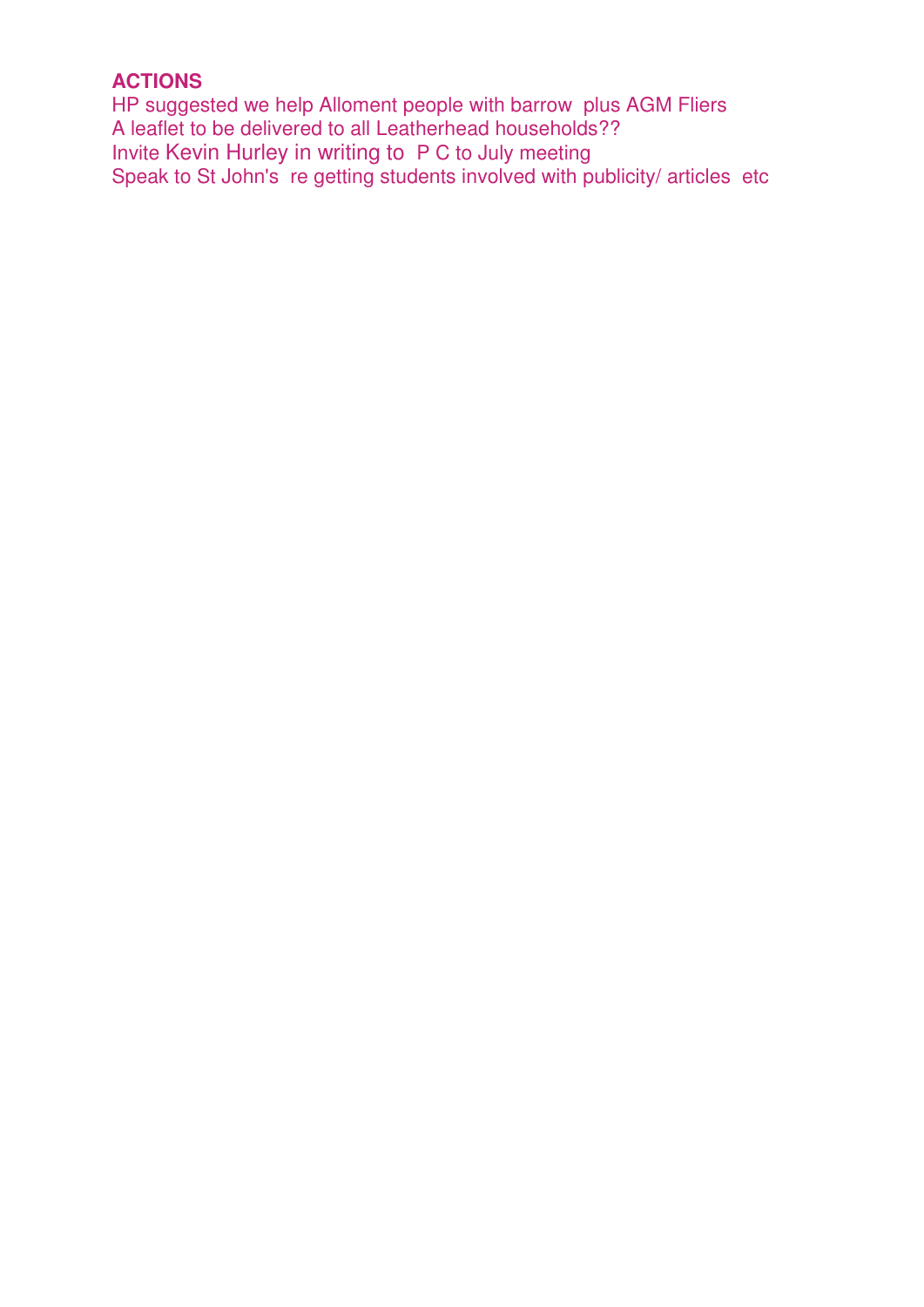**ACTIONS**

HP suggested we help Alloment people with barrow  plus AGM Fliers
A leaflet to be delivered to all Leatherhead households??
Invite Kevin Hurley in writing to  P C to July meeting
Speak to St John's  re getting students involved with publicity/ articles  etc